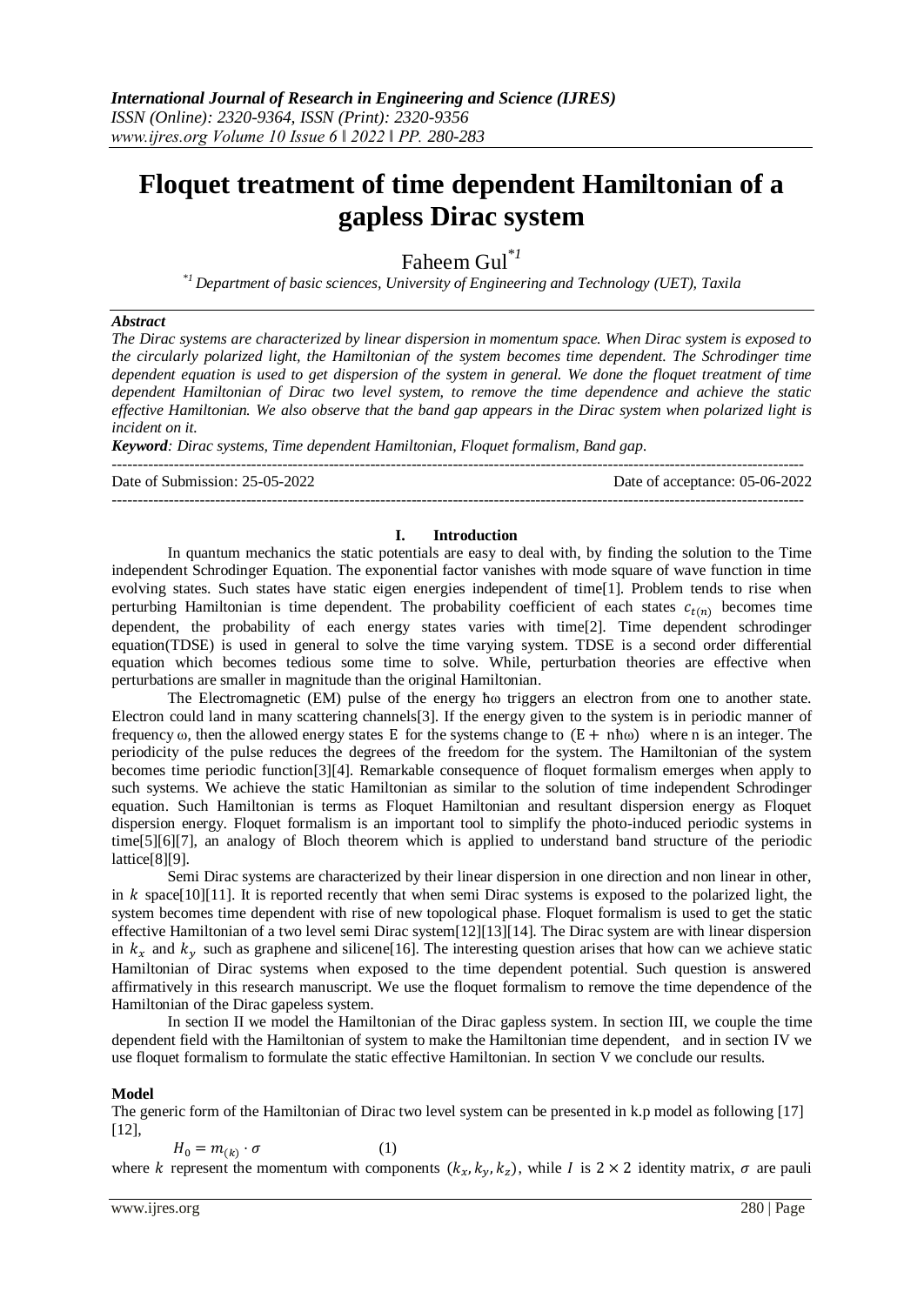# Floquet treatment of time dependent Hamiltonian of a gapless Dirac system

Faheem Gul[*1]

[*1] Department of basic sciences, University of Engineering and Technology (UET), Taxila

***Abstract***

*The Dirac systems are characterized by linear dispersion in momentum space. When Dirac system is exposed to the circularly polarized light, the Hamiltonian of the system becomes time dependent. The Schrodinger time dependent equation is used to get dispersion of the system in general. We done the floquet treatment of time dependent Hamiltonian of Dirac two level system, to remove the time dependence and achieve the static effective Hamiltonian. We also observe that the band gap appears in the Dirac system when polarized light is incident on it.*

***Keyword****: Dirac systems, Time dependent Hamiltonian, Floquet formalism, Band gap.*

---

Date of Submission: 25-05-2022 Date of acceptance: 05-06-2022

---

## I. Introduction

In quantum mechanics the static potentials are easy to deal with, by finding the solution to the Time independent Schrodinger Equation. The exponential factor vanishes with mode square of wave function in time evolving states. Such states have static eigen energies independent of time[1]. Problem tends to rise when perturbing Hamiltonian is time dependent. The probability coefficient of each states $c_{t(n)}$ becomes time dependent, the probability of each energy states varies with time[2]. Time dependent schrodinger equation(TDSE) is used in general to solve the time varying system. TDSE is a second order differential equation which becomes tedious some time to solve. While, perturbation theories are effective when perturbations are smaller in magnitude than the original Hamiltonian.

The Electromagnetic (EM) pulse of the energy $\hbar\omega$ triggers an electron from one to another state. Electron could land in many scattering channels[3]. If the energy given to the system is in periodic manner of frequency $\omega$, then the allowed energy states $E$ for the systems change to $(E + n\hbar\omega)$ where n is an integer. The periodicity of the pulse reduces the degrees of the freedom for the system. The Hamiltonian of the system becomes time periodic function[3][4]. Remarkable consequence of floquet formalism emerges when apply to such systems. We achieve the static Hamiltonian as similar to the solution of time independent Schrodinger equation. Such Hamiltonian is terms as Floquet Hamiltonian and resultant dispersion energy as Floquet dispersion energy. Floquet formalism is an important tool to simplify the photo-induced periodic systems in time[5][6][7], an analogy of Bloch theorem which is applied to understand band structure of the periodic lattice[8][9].

Semi Dirac systems are characterized by their linear dispersion in one direction and non linear in other, in $k$ space[10][11]. It is reported recently that when semi Dirac systems is exposed to the polarized light, the system becomes time dependent with rise of new topological phase. Floquet formalism is used to get the static effective Hamiltonian of a two level semi Dirac system[12][13][14]. The Dirac system are with linear dispersion in $k_x$ and $k_y$ such as graphene and silicene[16]. The interesting question arises that how can we achieve static Hamiltonian of Dirac systems when exposed to the time dependent potential. Such question is answered affirmatively in this research manuscript. We use the floquet formalism to remove the time dependence of the Hamiltonian of the Dirac gapeless system.

In section II we model the Hamiltonian of the Dirac gapless system. In section III, we couple the time dependent field with the Hamiltonian of system to make the Hamiltonian time dependent, and in section IV we use floquet formalism to formulate the static effective Hamiltonian. In section V we conclude our results.

**Model**

The generic form of the Hamiltonian of Dirac two level system can be presented in k.p model as following [17] [12],

$$H_0 = m_{(k)} \cdot \sigma \qquad (1)$$

where $k$ represent the momentum with components $(k_x, k_y, k_z)$, while $I$ is $2 \times 2$ identity matrix, $\sigma$ are pauli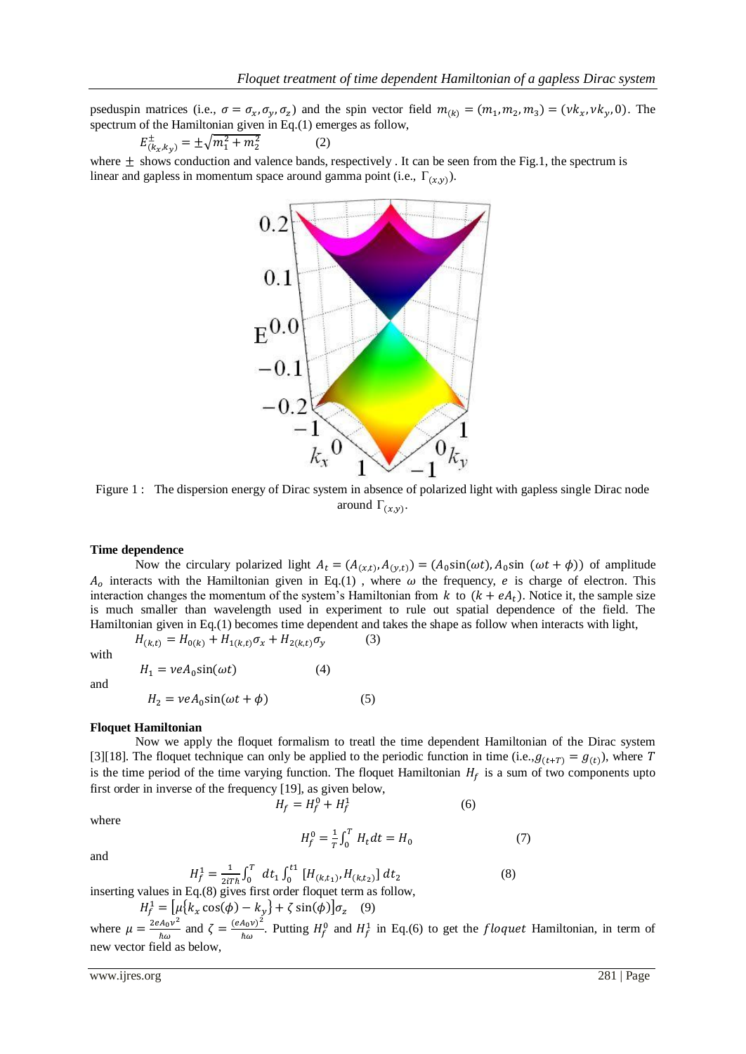pseduspin matrices (i.e., $\sigma = \sigma_x, \sigma_y, \sigma_z$) and the spin vector field $m_{(k)} = (m_1, m_2, m_3) = (vk_x, vk_y, 0)$. The spectrum of the Hamiltonian given in Eq.(1) emerges as follow,

$$E^{\pm}_{(k_x,k_y)} = \pm\sqrt{m_1^2 + m_2^2} \qquad (2)$$

where $\pm$ shows conduction and valence bands, respectively . It can be seen from the Fig.1, the spectrum is linear and gapless in momentum space around gamma point (i.e., $\Gamma_{(x,y)}$).

Figure 1 : The dispersion energy of Dirac system in absence of polarized light with gapless single Dirac node around $\Gamma_{(x,y)}$.

**Time dependence**

Now the circulary polarized light $A_t = (A_{(x,t)}, A_{(y,t)}) = (A_0 \sin(\omega t), A_0 \sin\ (\omega t + \phi))$ of amplitude $A_o$ interacts with the Hamiltonian given in Eq.(1) , where $\omega$ the frequency, $e$ is charge of electron. This interaction changes the momentum of the system's Hamiltonian from $k$ to $(k + eA_t)$. Notice it, the sample size is much smaller than wavelength used in experiment to rule out spatial dependence of the field. The Hamiltonian given in Eq.(1) becomes time dependent and takes the shape as follow when interacts with light,

$$H_{(k,t)} = H_{0(k)} + H_{1(k,t)}\sigma_x + H_{2(k,t)}\sigma_y \qquad (3)$$

with

$$H_1 = veA_0 \sin(\omega t) \qquad (4)$$

and

$$H_2 = veA_0 \sin(\omega t + \phi) \qquad (5)$$

**Floquet Hamiltonian**

Now we apply the floquet formalism to treatl the time dependent Hamiltonian of the Dirac system [3][18]. The floquet technique can only be applied to the periodic function in time (i.e.,$g_{(t+T)} = g_{(t)}$), where $T$ is the time period of the time varying function. The floquet Hamiltonian $H_f$ is a sum of two components upto first order in inverse of the frequency [19], as given below,

$$H_f = H_f^0 + H_f^1 \qquad (6)$$

where

$$H_f^0 = \frac{1}{T}\int_0^T H_t dt = H_0 \qquad (7)$$

and

$$H_f^1 = \frac{1}{2iT\hbar}\int_0^T dt_1 \int_0^{t1} [H_{(k,t_1)}, H_{(k,t_2)}]\, dt_2 \qquad (8)$$

inserting values in Eq.(8) gives first order floquet term as follow,

$$H_f^1 = \left[\mu\{k_x \cos(\phi) - k_y\} + \zeta \sin(\phi)\right]\sigma_z \quad (9)$$

where $\mu = \frac{2eA_0v^2}{\hbar\omega}$ and $\zeta = \frac{(eA_0v)^2}{\hbar\omega}$. Putting $H_f^0$ and $H_f^1$ in Eq.(6) to get the *floquet* Hamiltonian, in term of new vector field as below,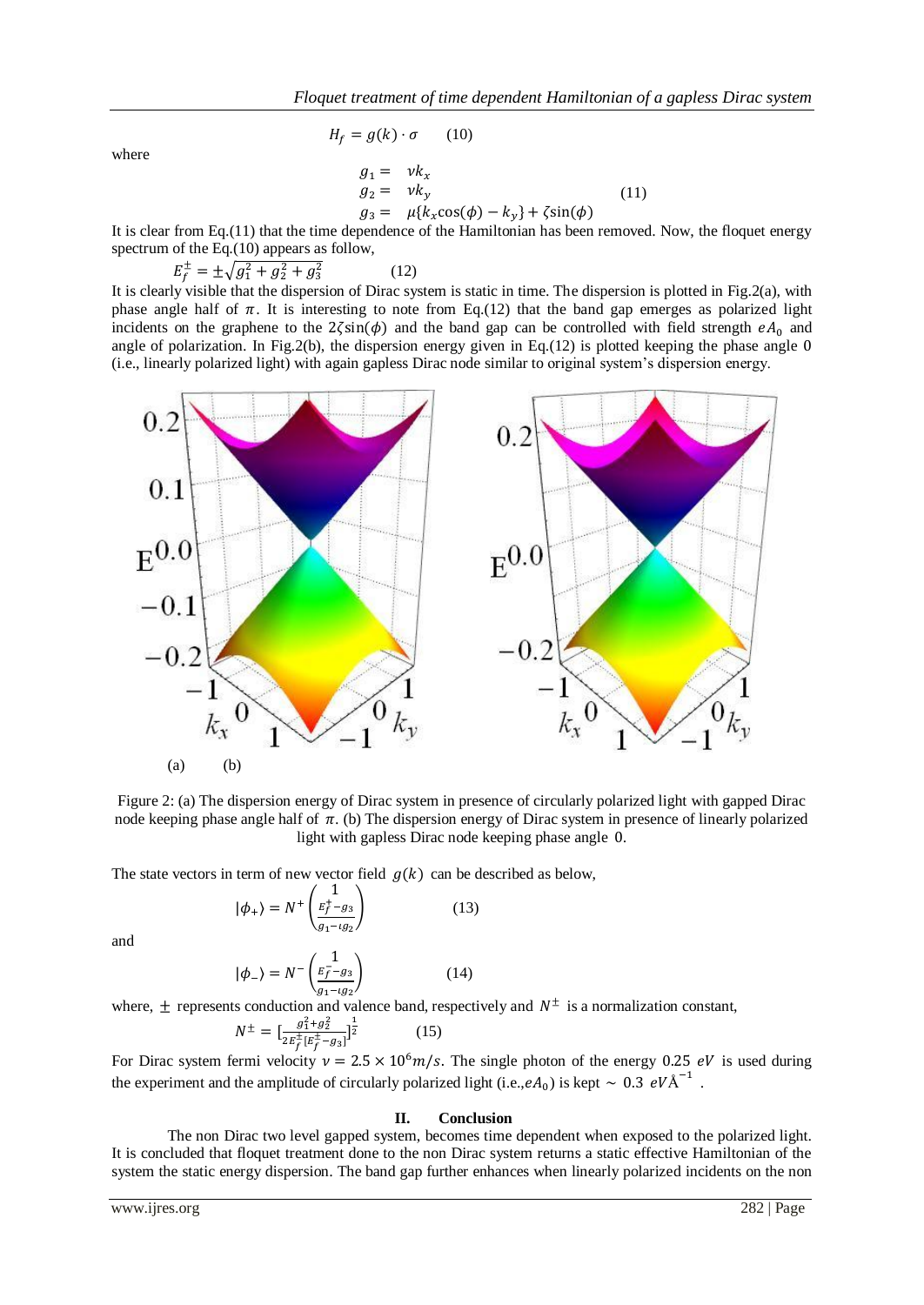$$H_f = g(k) \cdot \sigma \qquad (10)$$

where

$$\begin{aligned} g_1 &= \ vk_x \\ g_2 &= \ vk_y \\ g_3 &= \ \mu\{k_x\cos(\phi) - k_y\} + \zeta\sin(\phi) \end{aligned} \qquad (11)$$

It is clear from Eq.(11) that the time dependence of the Hamiltonian has been removed. Now, the floquet energy spectrum of the Eq.(10) appears as follow,

$$E_f^{\pm} = \pm\sqrt{g_1^2 + g_2^2 + g_3^2} \qquad (12)$$

It is clearly visible that the dispersion of Dirac system is static in time. The dispersion is plotted in Fig.2(a), with phase angle half of $\pi$. It is interesting to note from Eq.(12) that the band gap emerges as polarized light incidents on the graphene to the $2\zeta\sin(\phi)$ and the band gap can be controlled with field strength $eA_0$ and angle of polarization. In Fig.2(b), the dispersion energy given in Eq.(12) is plotted keeping the phase angle 0 (i.e., linearly polarized light) with again gapless Dirac node similar to original system's dispersion energy.

(a) (b)

Figure 2: (a) The dispersion energy of Dirac system in presence of circularly polarized light with gapped Dirac node keeping phase angle half of $\pi$. (b) The dispersion energy of Dirac system in presence of linearly polarized light with gapless Dirac node keeping phase angle 0.

The state vectors in term of new vector field $g(k)$ can be described as below,

$$|\phi_+\rangle = N^+ \begin{pmatrix} 1 \\ \frac{E_f^+ - g_3}{g_1 - \iota g_2} \end{pmatrix} \qquad (13)$$

and

$$|\phi_-\rangle = N^- \begin{pmatrix} 1 \\ \frac{E_f^- - g_3}{g_1 - \iota g_2} \end{pmatrix} \qquad (14)$$

where, $\pm$ represents conduction and valence band, respectively and $N^{\pm}$ is a normalization constant,

$$N^{\pm} = \left[\frac{g_1^2 + g_2^2}{2E_f^{\pm}[E_f^{\pm} - g_3]}\right]^{\frac{1}{2}} \qquad (15)$$

For Dirac system fermi velocity $v = 2.5 \times 10^6 m/s$. The single photon of the energy $0.25\ eV$ is used during the experiment and the amplitude of circularly polarized light (i.e.,$eA_0$) is kept $\sim\ 0.3\ eV\text{Å}^{-1}$ .

## II. Conclusion

The non Dirac two level gapped system, becomes time dependent when exposed to the polarized light. It is concluded that floquet treatment done to the non Dirac system returns a static effective Hamiltonian of the system the static energy dispersion. The band gap further enhances when linearly polarized incidents on the non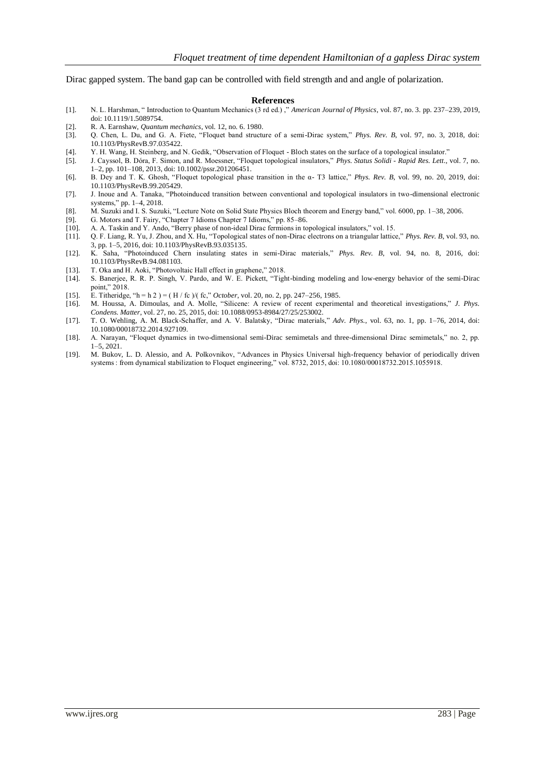Dirac gapped system. The band gap can be controlled with field strength and and angle of polarization.

## References

[1]. N. L. Harshman, " Introduction to Quantum Mechanics (3 rd ed.) ," *American Journal of Physics*, vol. 87, no. 3. pp. 237–239, 2019, doi: 10.1119/1.5089754.

[2]. R. A. Earnshaw, *Quantum mechanics*, vol. 12, no. 6. 1980.

[3]. Q. Chen, L. Du, and G. A. Fiete, "Floquet band structure of a semi-Dirac system," *Phys. Rev. B*, vol. 97, no. 3, 2018, doi: 10.1103/PhysRevB.97.035422.

[4]. Y. H. Wang, H. Steinberg, and N. Gedik, "Observation of Floquet - Bloch states on the surface of a topological insulator."

[5]. J. Cayssol, B. Dóra, F. Simon, and R. Moessner, "Floquet topological insulators," *Phys. Status Solidi - Rapid Res. Lett.*, vol. 7, no. 1–2, pp. 101–108, 2013, doi: 10.1002/pssr.201206451.

[6]. B. Dey and T. K. Ghosh, "Floquet topological phase transition in the α- T3 lattice," *Phys. Rev. B*, vol. 99, no. 20, 2019, doi: 10.1103/PhysRevB.99.205429.

[7]. J. Inoue and A. Tanaka, "Photoinduced transition between conventional and topological insulators in two-dimensional electronic systems," pp. 1–4, 2018.

[8]. M. Suzuki and I. S. Suzuki, "Lecture Note on Solid State Physics Bloch theorem and Energy band," vol. 6000, pp. 1–38, 2006.

[9]. G. Motors and T. Fairy, "Chapter 7 Idioms Chapter 7 Idioms," pp. 85–86.

[10]. A. A. Taskin and Y. Ando, "Berry phase of non-ideal Dirac fermions in topological insulators," vol. 15.

[11]. Q. F. Liang, R. Yu, J. Zhou, and X. Hu, "Topological states of non-Dirac electrons on a triangular lattice," *Phys. Rev. B*, vol. 93, no. 3, pp. 1–5, 2016, doi: 10.1103/PhysRevB.93.035135.

[12]. K. Saha, "Photoinduced Chern insulating states in semi-Dirac materials," *Phys. Rev. B*, vol. 94, no. 8, 2016, doi: 10.1103/PhysRevB.94.081103.

[13]. T. Oka and H. Aoki, "Photovoltaic Hall effect in graphene," 2018.

[14]. S. Banerjee, R. R. P. Singh, V. Pardo, and W. E. Pickett, "Tight-binding modeling and low-energy behavior of the semi-Dirac point," 2018.

[15]. E. Titheridge, "h = h 2 ) = ( H / fc )/( fc," *October*, vol. 20, no. 2, pp. 247–256, 1985.

[16]. M. Houssa, A. Dimoulas, and A. Molle, "Silicene: A review of recent experimental and theoretical investigations," *J. Phys. Condens. Matter*, vol. 27, no. 25, 2015, doi: 10.1088/0953-8984/27/25/253002.

[17]. T. O. Wehling, A. M. Black-Schaffer, and A. V. Balatsky, "Dirac materials," *Adv. Phys.*, vol. 63, no. 1, pp. 1–76, 2014, doi: 10.1080/00018732.2014.927109.

[18]. A. Narayan, "Floquet dynamics in two-dimensional semi-Dirac semimetals and three-dimensional Dirac semimetals," no. 2, pp. 1–5, 2021.

[19]. M. Bukov, L. D. Alessio, and A. Polkovnikov, "Advances in Physics Universal high-frequency behavior of periodically driven systems : from dynamical stabilization to Floquet engineering," vol. 8732, 2015, doi: 10.1080/00018732.2015.1055918.